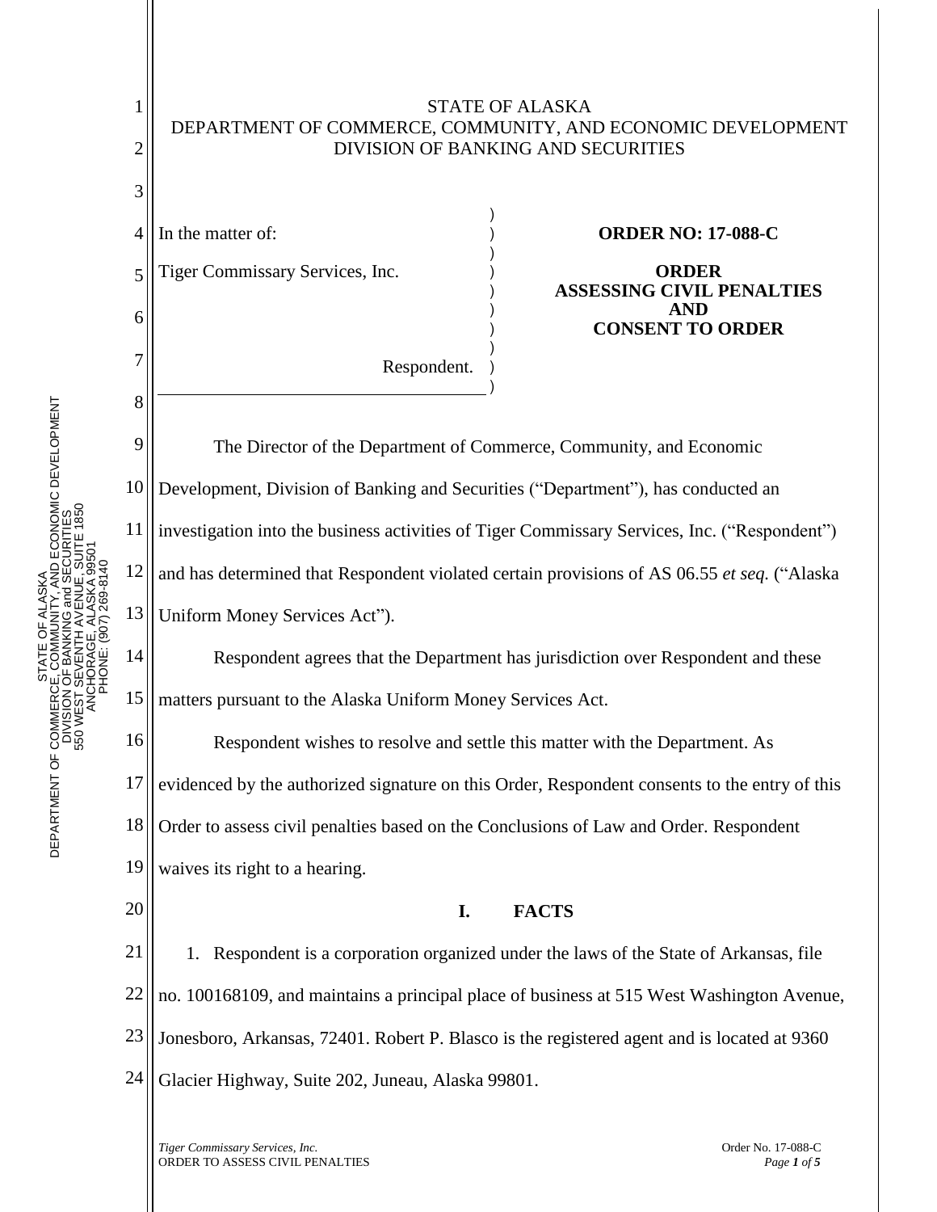STATE OF ALASKA
DEPARTMENT OF COMMERCE, COMMUNITY, AND ECONOMIC DEVELOPMENT
DIVISION OF BANKING AND SECURITIES

In the matter of:

Tiger Commissary Services, Inc.

Respondent.

**ORDER NO: 17-088-C**

**ORDER ASSESSING CIVIL PENALTIES AND CONSENT TO ORDER**

The Director of the Department of Commerce, Community, and Economic Development, Division of Banking and Securities ("Department"), has conducted an investigation into the business activities of Tiger Commissary Services, Inc. ("Respondent") and has determined that Respondent violated certain provisions of AS 06.55 *et seq.* ("Alaska Uniform Money Services Act").

Respondent agrees that the Department has jurisdiction over Respondent and these matters pursuant to the Alaska Uniform Money Services Act.

Respondent wishes to resolve and settle this matter with the Department. As evidenced by the authorized signature on this Order, Respondent consents to the entry of this Order to assess civil penalties based on the Conclusions of Law and Order. Respondent waives its right to a hearing.

## I. FACTS

1. Respondent is a corporation organized under the laws of the State of Arkansas, file no. 100168109, and maintains a principal place of business at 515 West Washington Avenue, Jonesboro, Arkansas, 72401. Robert P. Blasco is the registered agent and is located at 9360 Glacier Highway, Suite 202, Juneau, Alaska 99801.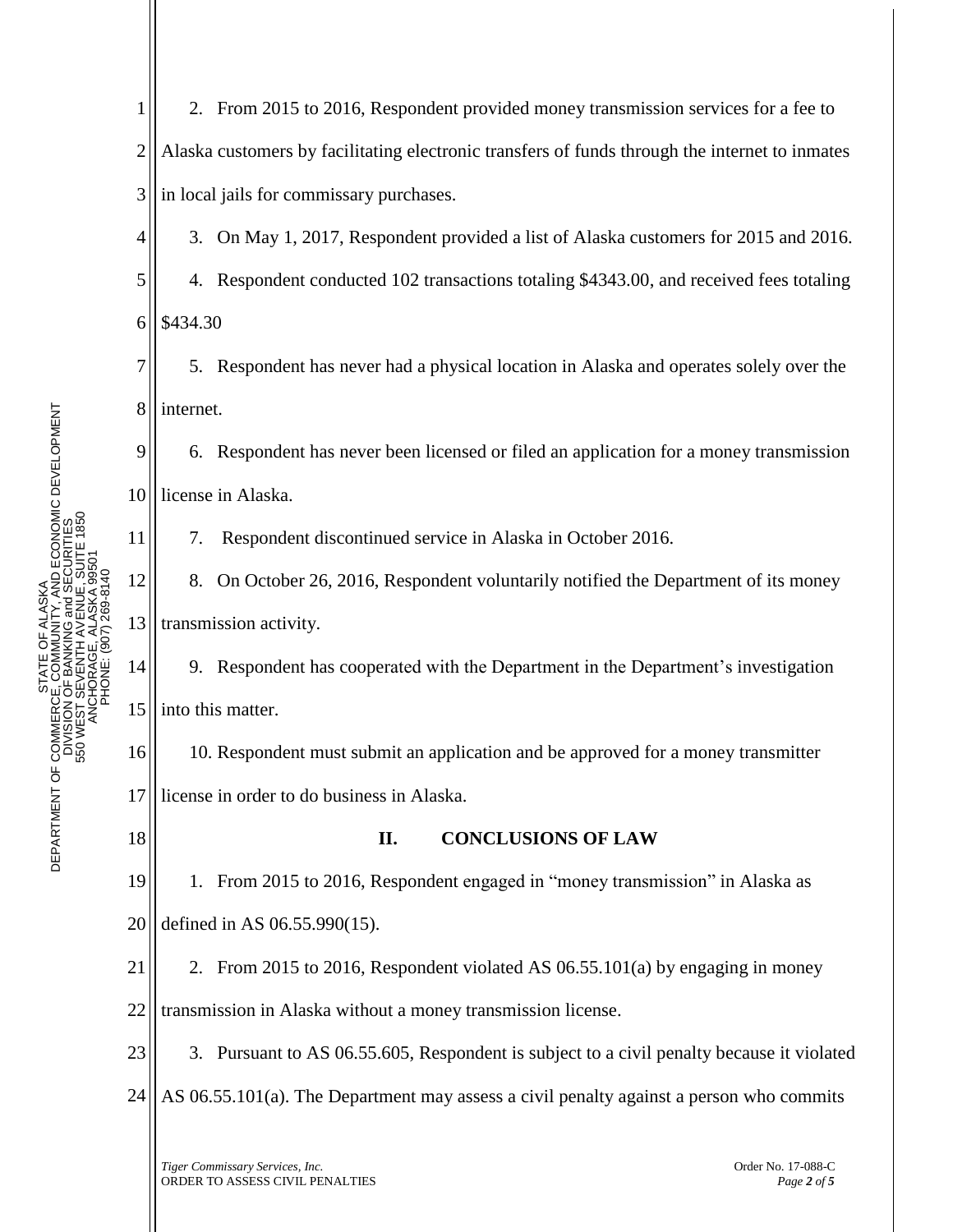2. From 2015 to 2016, Respondent provided money transmission services for a fee to Alaska customers by facilitating electronic transfers of funds through the internet to inmates in local jails for commissary purchases.

3. On May 1, 2017, Respondent provided a list of Alaska customers for 2015 and 2016.

4. Respondent conducted 102 transactions totaling $4343.00, and received fees totaling $434.30

5. Respondent has never had a physical location in Alaska and operates solely over the internet.

6. Respondent has never been licensed or filed an application for a money transmission license in Alaska.

7. Respondent discontinued service in Alaska in October 2016.

8. On October 26, 2016, Respondent voluntarily notified the Department of its money transmission activity.

9. Respondent has cooperated with the Department in the Department's investigation into this matter.

10. Respondent must submit an application and be approved for a money transmitter license in order to do business in Alaska.

## II. CONCLUSIONS OF LAW

1. From 2015 to 2016, Respondent engaged in "money transmission" in Alaska as defined in AS 06.55.990(15).

2. From 2015 to 2016, Respondent violated AS 06.55.101(a) by engaging in money transmission in Alaska without a money transmission license.

3. Pursuant to AS 06.55.605, Respondent is subject to a civil penalty because it violated AS 06.55.101(a). The Department may assess a civil penalty against a person who commits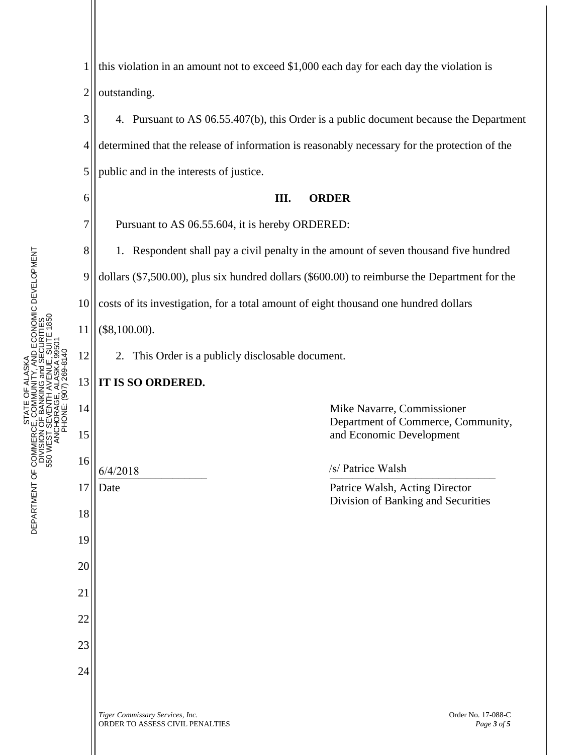this violation in an amount not to exceed $1,000 each day for each day the violation is outstanding.

4. Pursuant to AS 06.55.407(b), this Order is a public document because the Department determined that the release of information is reasonably necessary for the protection of the public and in the interests of justice.

## III. ORDER

Pursuant to AS 06.55.604, it is hereby ORDERED:

1. Respondent shall pay a civil penalty in the amount of seven thousand five hundred dollars ($7,500.00), plus six hundred dollars ($600.00) to reimburse the Department for the costs of its investigation, for a total amount of eight thousand one hundred dollars ($8,100.00).

2. This Order is a publicly disclosable document.

**IT IS SO ORDERED.**

Mike Navarre, Commissioner
Department of Commerce, Community, and Economic Development

6/4/2018
Date

/s/ Patrice Walsh
Patrice Walsh, Acting Director
Division of Banking and Securities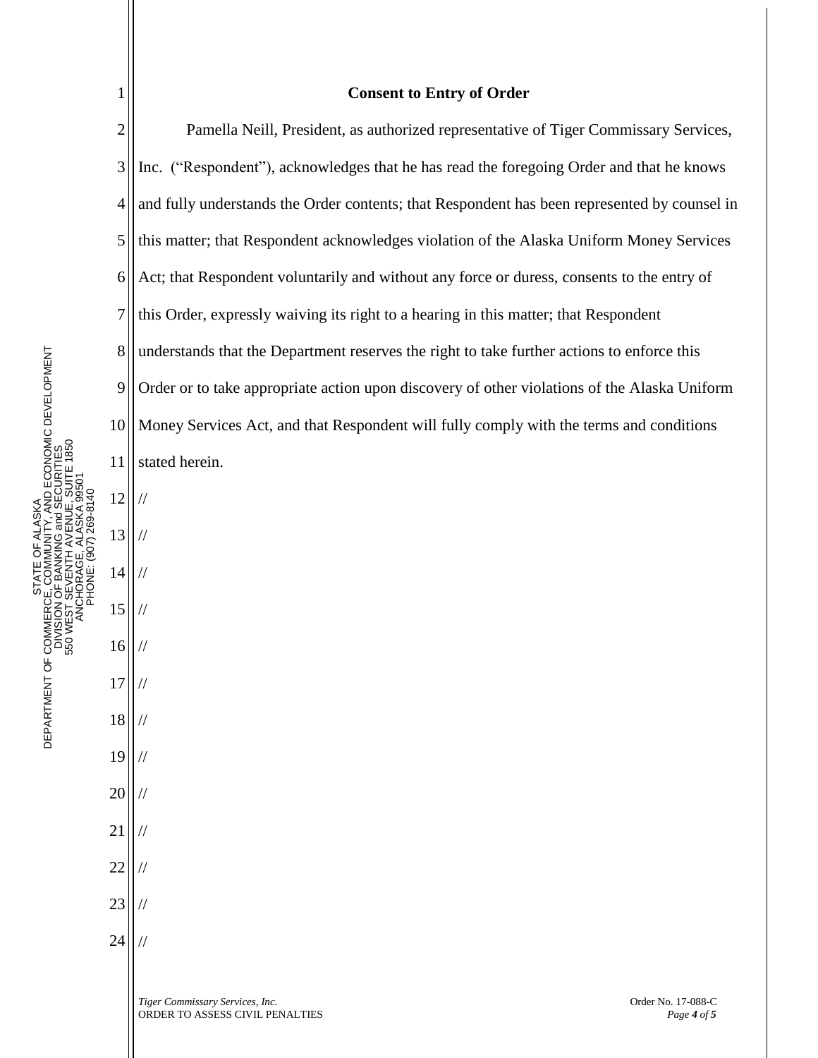**Consent to Entry of Order**

Pamella Neill, President, as authorized representative of Tiger Commissary Services, Inc. ("Respondent"), acknowledges that he has read the foregoing Order and that he knows and fully understands the Order contents; that Respondent has been represented by counsel in this matter; that Respondent acknowledges violation of the Alaska Uniform Money Services Act; that Respondent voluntarily and without any force or duress, consents to the entry of this Order, expressly waiving its right to a hearing in this matter; that Respondent understands that the Department reserves the right to take further actions to enforce this Order or to take appropriate action upon discovery of other violations of the Alaska Uniform Money Services Act, and that Respondent will fully comply with the terms and conditions stated herein.

//

//

//

//

//

//

//

//

//

//

//

//

//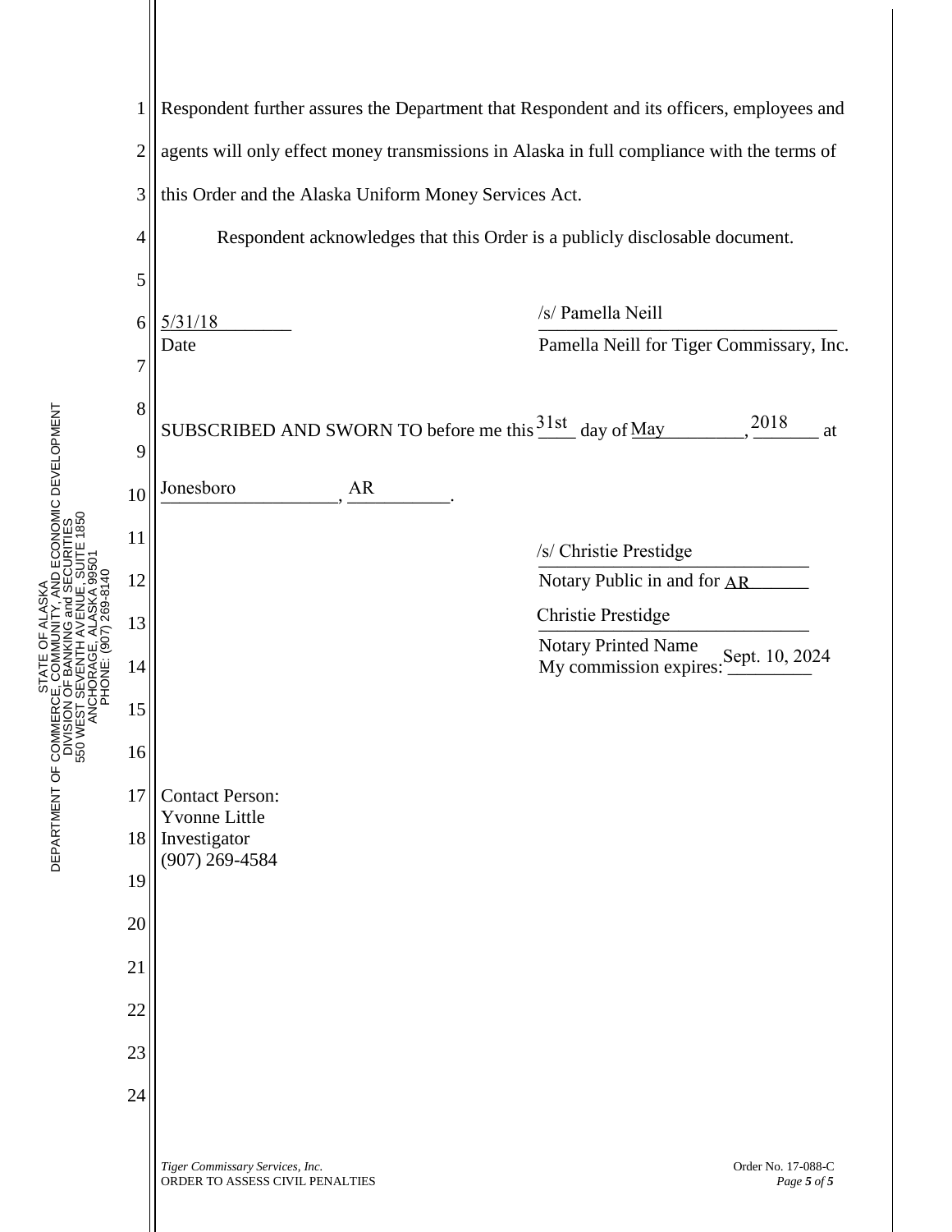Respondent further assures the Department that Respondent and its officers, employees and agents will only effect money transmissions in Alaska in full compliance with the terms of this Order and the Alaska Uniform Money Services Act.

Respondent acknowledges that this Order is a publicly disclosable document.

5/31/18
Date

/s/ Pamella Neill
Pamella Neill for Tiger Commissary, Inc.

SUBSCRIBED AND SWORN TO before me this 31st day of May, 2018 at Jonesboro, AR.

/s/ Christie Prestidge
Notary Public in and for AR
Christie Prestidge
Notary Printed Name
My commission expires: Sept. 10, 2024

Contact Person:
Yvonne Little
Investigator
(907) 269-4584